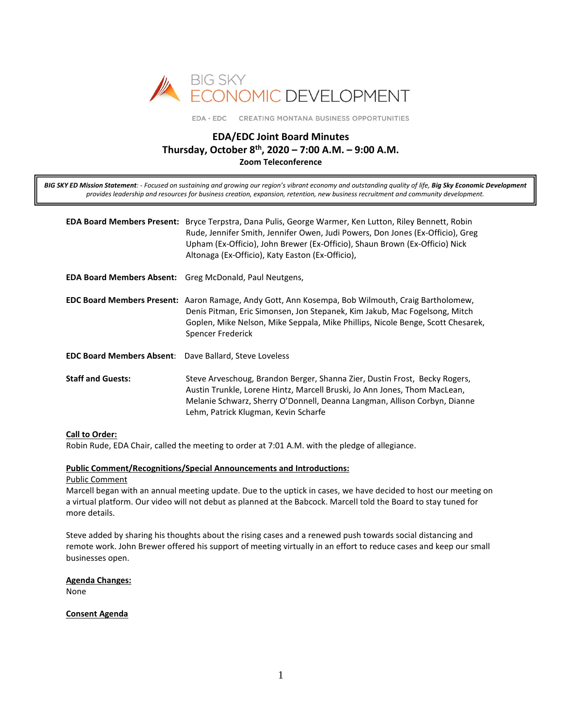BIG SKY
ECONOMIC DEVELOPMENT

EDA · EDC CREATING MONTANA BUSINESS OPPORTUNITIES

# EDA/EDC Joint Board Minutes
## Thursday, October 8th, 2020 – 7:00 A.M. – 9:00 A.M.
### Zoom Teleconference

***BIG SKY ED Mission Statement**: - Focused on sustaining and growing our region's vibrant economy and outstanding quality of life, **Big Sky Economic Development** provides leadership and resources for business creation, expansion, retention, new business recruitment and community development.*

**EDA Board Members Present:** Bryce Terpstra, Dana Pulis, George Warmer, Ken Lutton, Riley Bennett, Robin Rude, Jennifer Smith, Jennifer Owen, Judi Powers, Don Jones (Ex-Officio), Greg Upham (Ex-Officio), John Brewer (Ex-Officio), Shaun Brown (Ex-Officio) Nick Altonaga (Ex-Officio), Katy Easton (Ex-Officio),

**EDA Board Members Absent:** Greg McDonald, Paul Neutgens,

**EDC Board Members Present:** Aaron Ramage, Andy Gott, Ann Kosempa, Bob Wilmouth, Craig Bartholomew, Denis Pitman, Eric Simonsen, Jon Stepanek, Kim Jakub, Mac Fogelsong, Mitch Goplen, Mike Nelson, Mike Seppala, Mike Phillips, Nicole Benge, Scott Chesarek, Spencer Frederick

**EDC Board Members Absent**: Dave Ballard, Steve Loveless

**Staff and Guests:** Steve Arveschoug, Brandon Berger, Shanna Zier, Dustin Frost, Becky Rogers, Austin Trunkle, Lorene Hintz, Marcell Bruski, Jo Ann Jones, Thom MacLean, Melanie Schwarz, Sherry O'Donnell, Deanna Langman, Allison Corbyn, Dianne Lehm, Patrick Klugman, Kevin Scharfe

**Call to Order:**

Robin Rude, EDA Chair, called the meeting to order at 7:01 A.M. with the pledge of allegiance.

**Public Comment/Recognitions/Special Announcements and Introductions:**

Public Comment

Marcell began with an annual meeting update. Due to the uptick in cases, we have decided to host our meeting on a virtual platform. Our video will not debut as planned at the Babcock. Marcell told the Board to stay tuned for more details.

Steve added by sharing his thoughts about the rising cases and a renewed push towards social distancing and remote work. John Brewer offered his support of meeting virtually in an effort to reduce cases and keep our small businesses open.

**Agenda Changes:**

None

**Consent Agenda**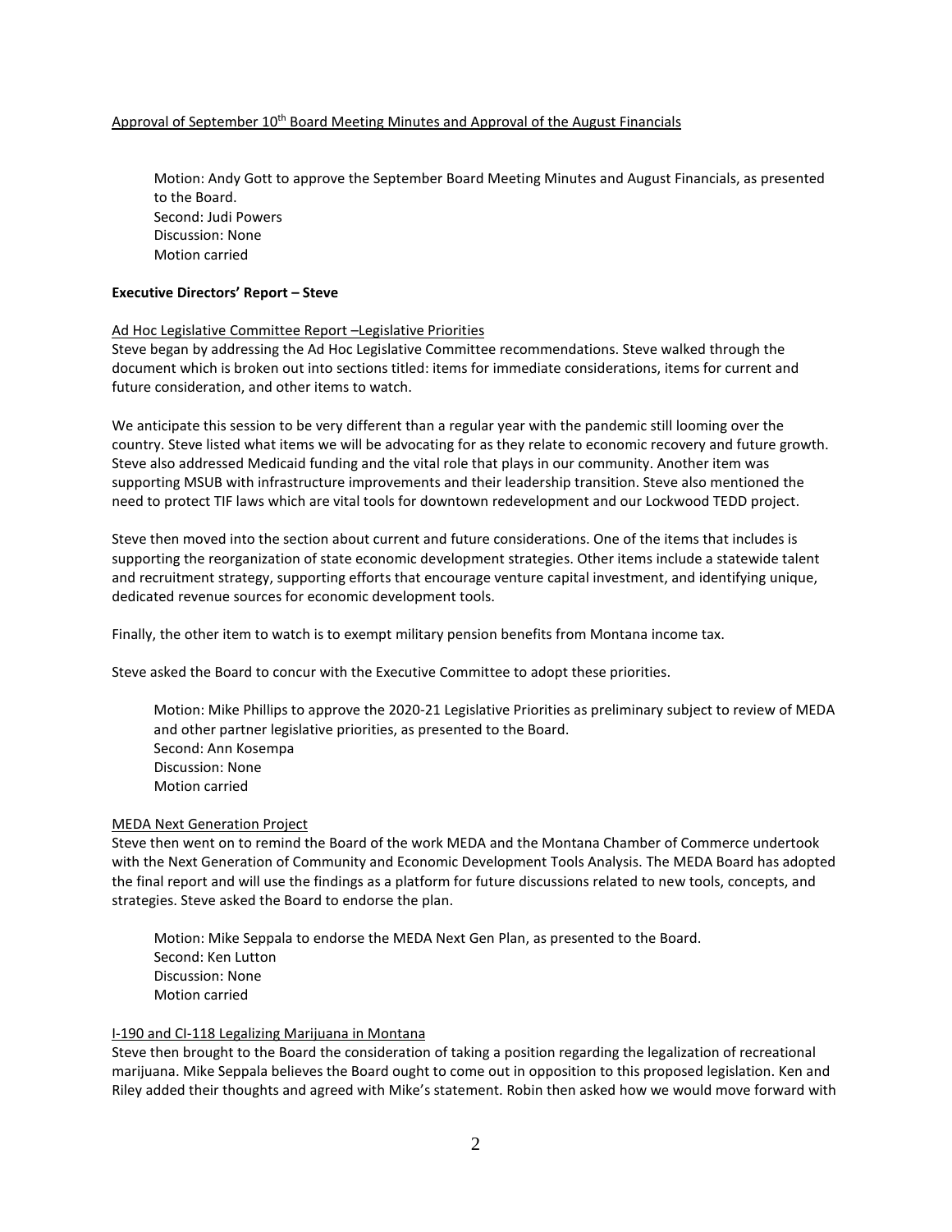Approval of September 10th Board Meeting Minutes and Approval of the August Financials

> Motion: Andy Gott to approve the September Board Meeting Minutes and August Financials, as presented to the Board.
> Second: Judi Powers
> Discussion: None
> Motion carried

**Executive Directors' Report – Steve**

Ad Hoc Legislative Committee Report –Legislative Priorities

Steve began by addressing the Ad Hoc Legislative Committee recommendations. Steve walked through the document which is broken out into sections titled: items for immediate considerations, items for current and future consideration, and other items to watch.

We anticipate this session to be very different than a regular year with the pandemic still looming over the country. Steve listed what items we will be advocating for as they relate to economic recovery and future growth. Steve also addressed Medicaid funding and the vital role that plays in our community. Another item was supporting MSUB with infrastructure improvements and their leadership transition. Steve also mentioned the need to protect TIF laws which are vital tools for downtown redevelopment and our Lockwood TEDD project.

Steve then moved into the section about current and future considerations. One of the items that includes is supporting the reorganization of state economic development strategies. Other items include a statewide talent and recruitment strategy, supporting efforts that encourage venture capital investment, and identifying unique, dedicated revenue sources for economic development tools.

Finally, the other item to watch is to exempt military pension benefits from Montana income tax.

Steve asked the Board to concur with the Executive Committee to adopt these priorities.

> Motion: Mike Phillips to approve the 2020-21 Legislative Priorities as preliminary subject to review of MEDA and other partner legislative priorities, as presented to the Board.
> Second: Ann Kosempa
> Discussion: None
> Motion carried

MEDA Next Generation Project

Steve then went on to remind the Board of the work MEDA and the Montana Chamber of Commerce undertook with the Next Generation of Community and Economic Development Tools Analysis. The MEDA Board has adopted the final report and will use the findings as a platform for future discussions related to new tools, concepts, and strategies. Steve asked the Board to endorse the plan.

> Motion: Mike Seppala to endorse the MEDA Next Gen Plan, as presented to the Board.
> Second: Ken Lutton
> Discussion: None
> Motion carried

I-190 and CI-118 Legalizing Marijuana in Montana

Steve then brought to the Board the consideration of taking a position regarding the legalization of recreational marijuana. Mike Seppala believes the Board ought to come out in opposition to this proposed legislation. Ken and Riley added their thoughts and agreed with Mike's statement. Robin then asked how we would move forward with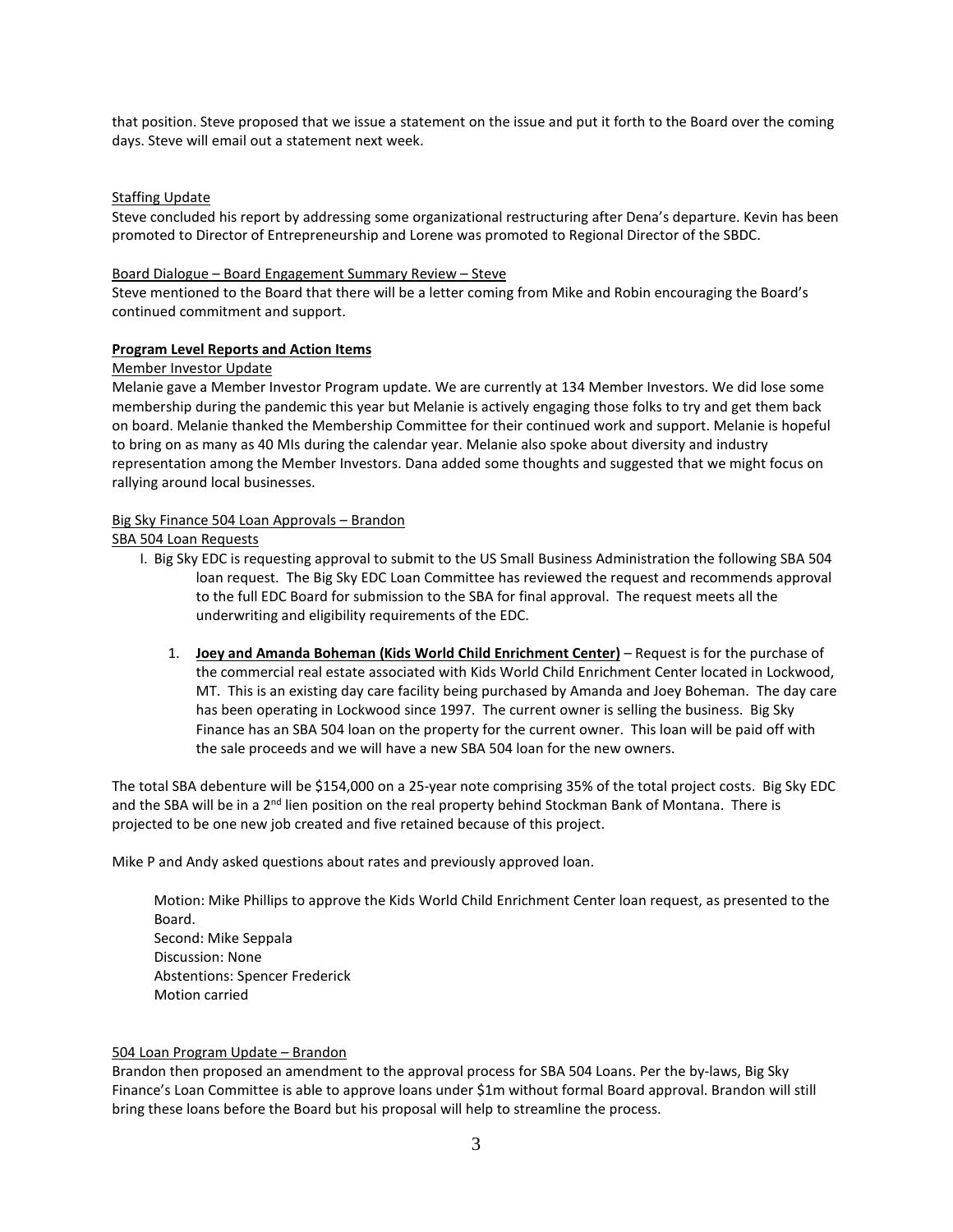that position. Steve proposed that we issue a statement on the issue and put it forth to the Board over the coming days. Steve will email out a statement next week.

Staffing Update

Steve concluded his report by addressing some organizational restructuring after Dena's departure. Kevin has been promoted to Director of Entrepreneurship and Lorene was promoted to Regional Director of the SBDC.

Board Dialogue – Board Engagement Summary Review – Steve

Steve mentioned to the Board that there will be a letter coming from Mike and Robin encouraging the Board's continued commitment and support.

**Program Level Reports and Action Items**

Member Investor Update

Melanie gave a Member Investor Program update. We are currently at 134 Member Investors. We did lose some membership during the pandemic this year but Melanie is actively engaging those folks to try and get them back on board. Melanie thanked the Membership Committee for their continued work and support. Melanie is hopeful to bring on as many as 40 MIs during the calendar year. Melanie also spoke about diversity and industry representation among the Member Investors. Dana added some thoughts and suggested that we might focus on rallying around local businesses.

Big Sky Finance 504 Loan Approvals – Brandon

SBA 504 Loan Requests

I. Big Sky EDC is requesting approval to submit to the US Small Business Administration the following SBA 504 loan request. The Big Sky EDC Loan Committee has reviewed the request and recommends approval to the full EDC Board for submission to the SBA for final approval. The request meets all the underwriting and eligibility requirements of the EDC.

   1. **Joey and Amanda Boheman (Kids World Child Enrichment Center)** – Request is for the purchase of the commercial real estate associated with Kids World Child Enrichment Center located in Lockwood, MT. This is an existing day care facility being purchased by Amanda and Joey Boheman. The day care has been operating in Lockwood since 1997. The current owner is selling the business. Big Sky Finance has an SBA 504 loan on the property for the current owner. This loan will be paid off with the sale proceeds and we will have a new SBA 504 loan for the new owners.

The total SBA debenture will be $154,000 on a 25-year note comprising 35% of the total project costs. Big Sky EDC and the SBA will be in a 2nd lien position on the real property behind Stockman Bank of Montana. There is projected to be one new job created and five retained because of this project.

Mike P and Andy asked questions about rates and previously approved loan.

Motion: Mike Phillips to approve the Kids World Child Enrichment Center loan request, as presented to the Board.
Second: Mike Seppala
Discussion: None
Abstentions: Spencer Frederick
Motion carried

504 Loan Program Update – Brandon

Brandon then proposed an amendment to the approval process for SBA 504 Loans. Per the by-laws, Big Sky Finance's Loan Committee is able to approve loans under $1m without formal Board approval. Brandon will still bring these loans before the Board but his proposal will help to streamline the process.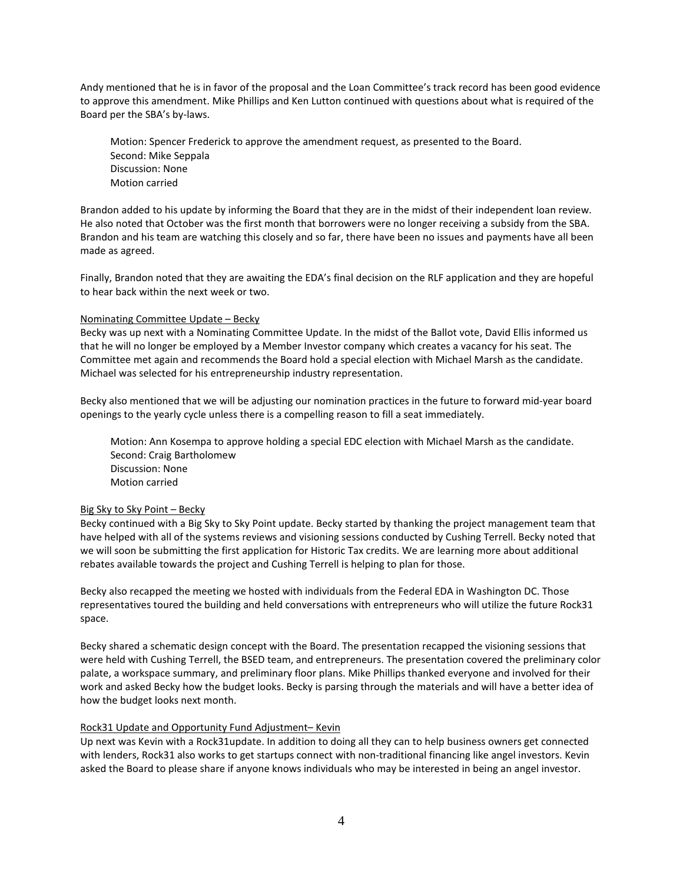Andy mentioned that he is in favor of the proposal and the Loan Committee's track record has been good evidence to approve this amendment. Mike Phillips and Ken Lutton continued with questions about what is required of the Board per the SBA's by-laws.

> Motion: Spencer Frederick to approve the amendment request, as presented to the Board.
> Second: Mike Seppala
> Discussion: None
> Motion carried

Brandon added to his update by informing the Board that they are in the midst of their independent loan review. He also noted that October was the first month that borrowers were no longer receiving a subsidy from the SBA. Brandon and his team are watching this closely and so far, there have been no issues and payments have all been made as agreed.

Finally, Brandon noted that they are awaiting the EDA's final decision on the RLF application and they are hopeful to hear back within the next week or two.

<u>Nominating Committee Update – Becky</u>

Becky was up next with a Nominating Committee Update. In the midst of the Ballot vote, David Ellis informed us that he will no longer be employed by a Member Investor company which creates a vacancy for his seat. The Committee met again and recommends the Board hold a special election with Michael Marsh as the candidate. Michael was selected for his entrepreneurship industry representation.

Becky also mentioned that we will be adjusting our nomination practices in the future to forward mid-year board openings to the yearly cycle unless there is a compelling reason to fill a seat immediately.

> Motion: Ann Kosempa to approve holding a special EDC election with Michael Marsh as the candidate.
> Second: Craig Bartholomew
> Discussion: None
> Motion carried

<u>Big Sky to Sky Point – Becky</u>

Becky continued with a Big Sky to Sky Point update. Becky started by thanking the project management team that have helped with all of the systems reviews and visioning sessions conducted by Cushing Terrell. Becky noted that we will soon be submitting the first application for Historic Tax credits. We are learning more about additional rebates available towards the project and Cushing Terrell is helping to plan for those.

Becky also recapped the meeting we hosted with individuals from the Federal EDA in Washington DC. Those representatives toured the building and held conversations with entrepreneurs who will utilize the future Rock31 space.

Becky shared a schematic design concept with the Board. The presentation recapped the visioning sessions that were held with Cushing Terrell, the BSED team, and entrepreneurs. The presentation covered the preliminary color palate, a workspace summary, and preliminary floor plans. Mike Phillips thanked everyone and involved for their work and asked Becky how the budget looks. Becky is parsing through the materials and will have a better idea of how the budget looks next month.

<u>Rock31 Update and Opportunity Fund Adjustment– Kevin</u>

Up next was Kevin with a Rock31update. In addition to doing all they can to help business owners get connected with lenders, Rock31 also works to get startups connect with non-traditional financing like angel investors. Kevin asked the Board to please share if anyone knows individuals who may be interested in being an angel investor.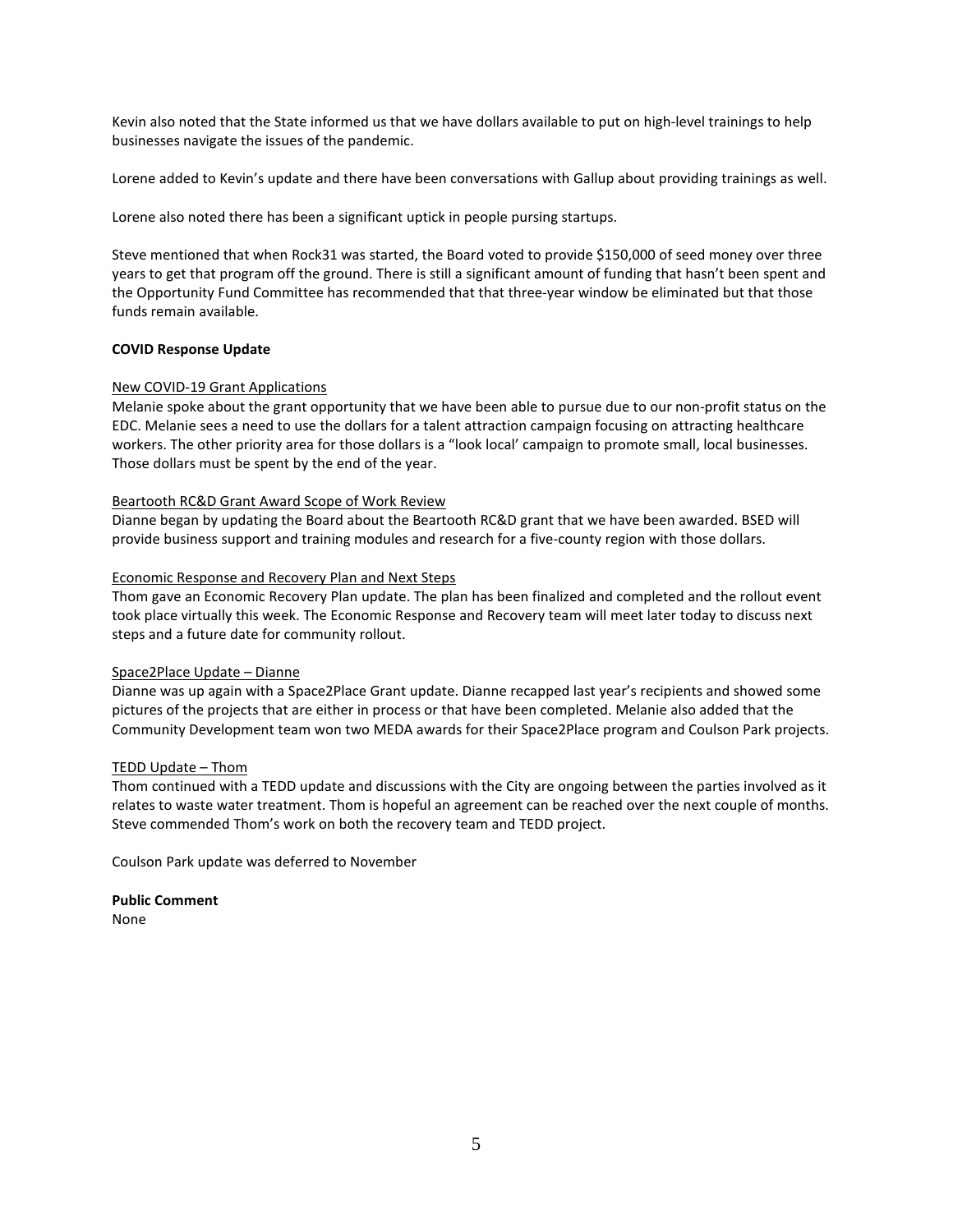Kevin also noted that the State informed us that we have dollars available to put on high-level trainings to help businesses navigate the issues of the pandemic.

Lorene added to Kevin's update and there have been conversations with Gallup about providing trainings as well.

Lorene also noted there has been a significant uptick in people pursing startups.

Steve mentioned that when Rock31 was started, the Board voted to provide $150,000 of seed money over three years to get that program off the ground. There is still a significant amount of funding that hasn't been spent and the Opportunity Fund Committee has recommended that that three-year window be eliminated but that those funds remain available.

**COVID Response Update**

<u>New COVID-19 Grant Applications</u>
Melanie spoke about the grant opportunity that we have been able to pursue due to our non-profit status on the EDC. Melanie sees a need to use the dollars for a talent attraction campaign focusing on attracting healthcare workers. The other priority area for those dollars is a "look local' campaign to promote small, local businesses. Those dollars must be spent by the end of the year.

<u>Beartooth RC&D Grant Award Scope of Work Review</u>
Dianne began by updating the Board about the Beartooth RC&D grant that we have been awarded. BSED will provide business support and training modules and research for a five-county region with those dollars.

<u>Economic Response and Recovery Plan and Next Steps</u>
Thom gave an Economic Recovery Plan update. The plan has been finalized and completed and the rollout event took place virtually this week. The Economic Response and Recovery team will meet later today to discuss next steps and a future date for community rollout.

<u>Space2Place Update – Dianne</u>
Dianne was up again with a Space2Place Grant update. Dianne recapped last year's recipients and showed some pictures of the projects that are either in process or that have been completed. Melanie also added that the Community Development team won two MEDA awards for their Space2Place program and Coulson Park projects.

<u>TEDD Update – Thom</u>
Thom continued with a TEDD update and discussions with the City are ongoing between the parties involved as it relates to waste water treatment. Thom is hopeful an agreement can be reached over the next couple of months. Steve commended Thom's work on both the recovery team and TEDD project.

Coulson Park update was deferred to November

**Public Comment**
None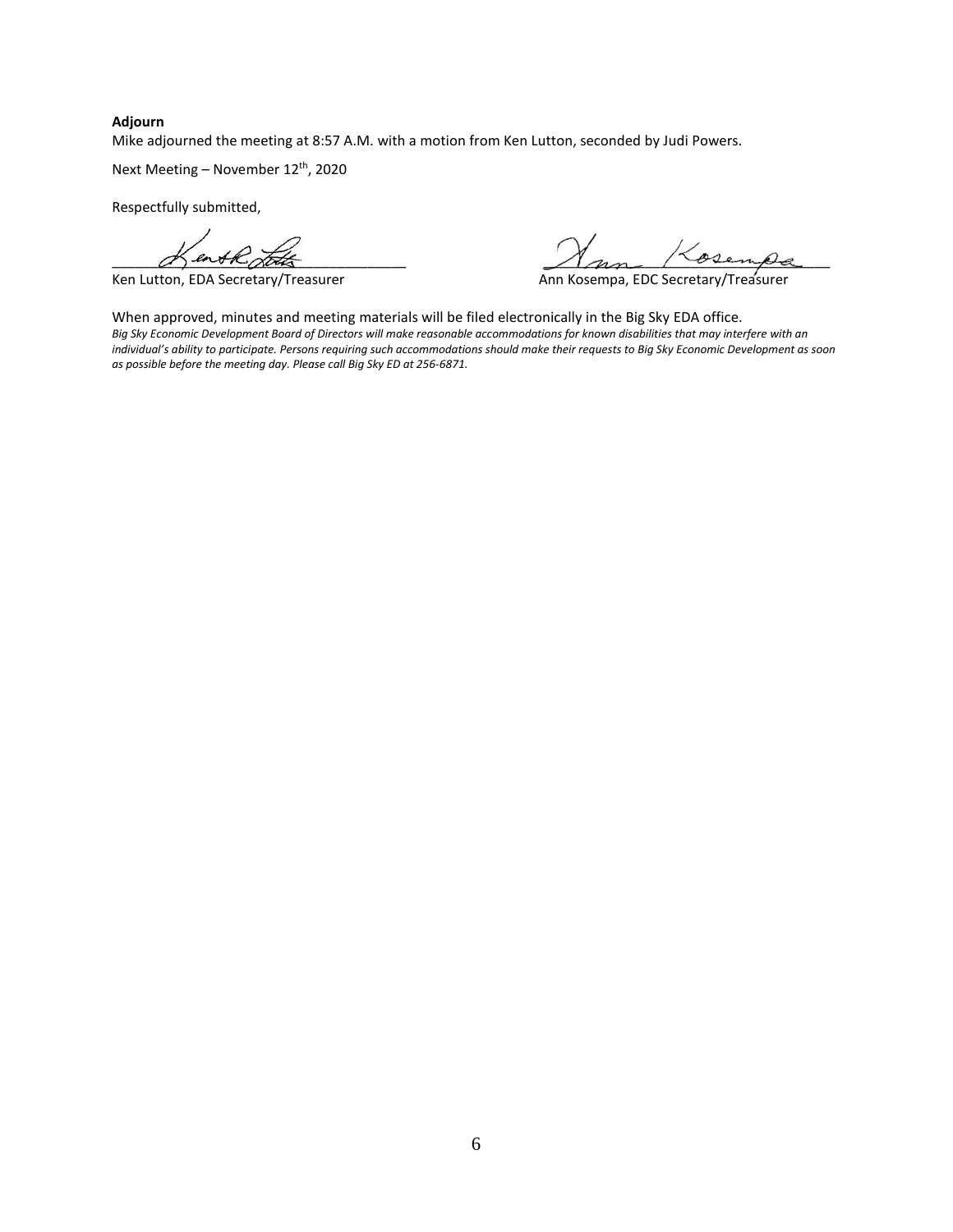**Adjourn**

Mike adjourned the meeting at 8:57 A.M. with a motion from Ken Lutton, seconded by Judi Powers.

Next Meeting – November 12th, 2020

Respectfully submitted,

Ken Lutton, EDA Secretary/Treasurer

Ann Kosempa, EDC Secretary/Treasurer

When approved, minutes and meeting materials will be filed electronically in the Big Sky EDA office.

*Big Sky Economic Development Board of Directors will make reasonable accommodations for known disabilities that may interfere with an individual's ability to participate. Persons requiring such accommodations should make their requests to Big Sky Economic Development as soon as possible before the meeting day. Please call Big Sky ED at 256-6871.*